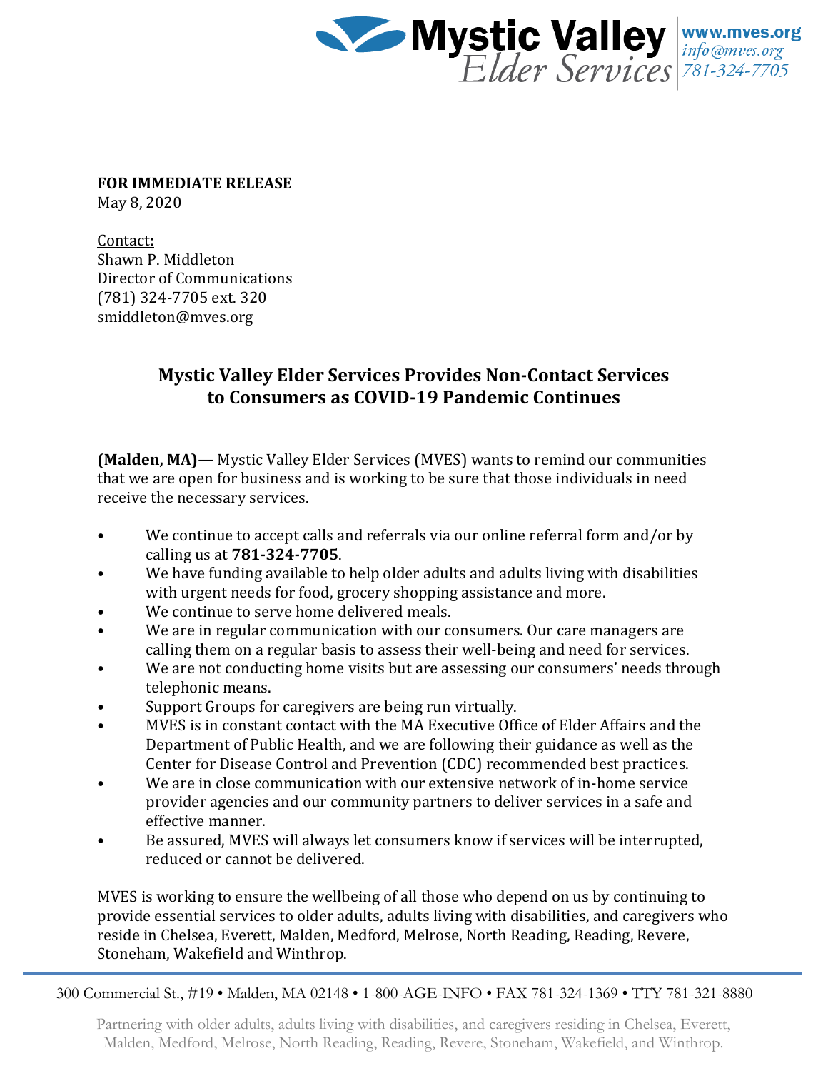**Mystic Valley Elder Services** | www.mves.org | info@mves.org | 781-324-7705

**FOR IMMEDIATE RELEASE**
May 8, 2020

Contact:
Shawn P. Middleton
Director of Communications
(781) 324-7705 ext. 320
smiddleton@mves.org

## Mystic Valley Elder Services Provides Non-Contact Services to Consumers as COVID-19 Pandemic Continues

**(Malden, MA)—** Mystic Valley Elder Services (MVES) wants to remind our communities that we are open for business and is working to be sure that those individuals in need receive the necessary services.

- We continue to accept calls and referrals via our online referral form and/or by calling us at **781-324-7705**.
- We have funding available to help older adults and adults living with disabilities with urgent needs for food, grocery shopping assistance and more.
- We continue to serve home delivered meals.
- We are in regular communication with our consumers. Our care managers are calling them on a regular basis to assess their well-being and need for services.
- We are not conducting home visits but are assessing our consumers' needs through telephonic means.
- Support Groups for caregivers are being run virtually.
- MVES is in constant contact with the MA Executive Office of Elder Affairs and the Department of Public Health, and we are following their guidance as well as the Center for Disease Control and Prevention (CDC) recommended best practices.
- We are in close communication with our extensive network of in-home service provider agencies and our community partners to deliver services in a safe and effective manner.
- Be assured, MVES will always let consumers know if services will be interrupted, reduced or cannot be delivered.

MVES is working to ensure the wellbeing of all those who depend on us by continuing to provide essential services to older adults, adults living with disabilities, and caregivers who reside in Chelsea, Everett, Malden, Medford, Melrose, North Reading, Reading, Revere, Stoneham, Wakefield and Winthrop.

300 Commercial St., #19 • Malden, MA 02148 • 1-800-AGE-INFO • FAX 781-324-1369 • TTY 781-321-8880

Partnering with older adults, adults living with disabilities, and caregivers residing in Chelsea, Everett, Malden, Medford, Melrose, North Reading, Reading, Revere, Stoneham, Wakefield, and Winthrop.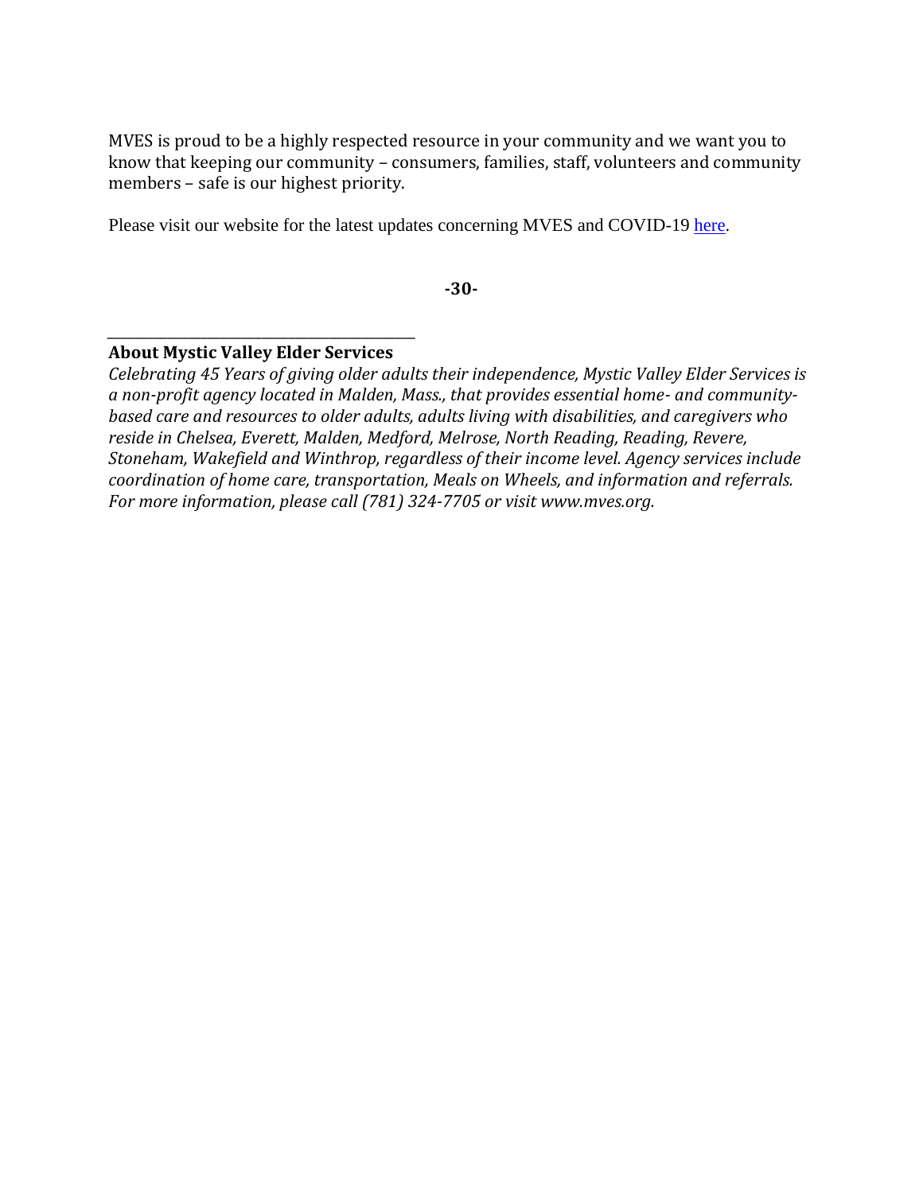MVES is proud to be a highly respected resource in your community and we want you to know that keeping our community – consumers, families, staff, volunteers and community members – safe is our highest priority.

Please visit our website for the latest updates concerning MVES and COVID-19 here.

**-30-**

---

**About Mystic Valley Elder Services**

*Celebrating 45 Years of giving older adults their independence, Mystic Valley Elder Services is a non-profit agency located in Malden, Mass., that provides essential home- and community-based care and resources to older adults, adults living with disabilities, and caregivers who reside in Chelsea, Everett, Malden, Medford, Melrose, North Reading, Reading, Revere, Stoneham, Wakefield and Winthrop, regardless of their income level. Agency services include coordination of home care, transportation, Meals on Wheels, and information and referrals. For more information, please call (781) 324-7705 or visit www.mves.org.*